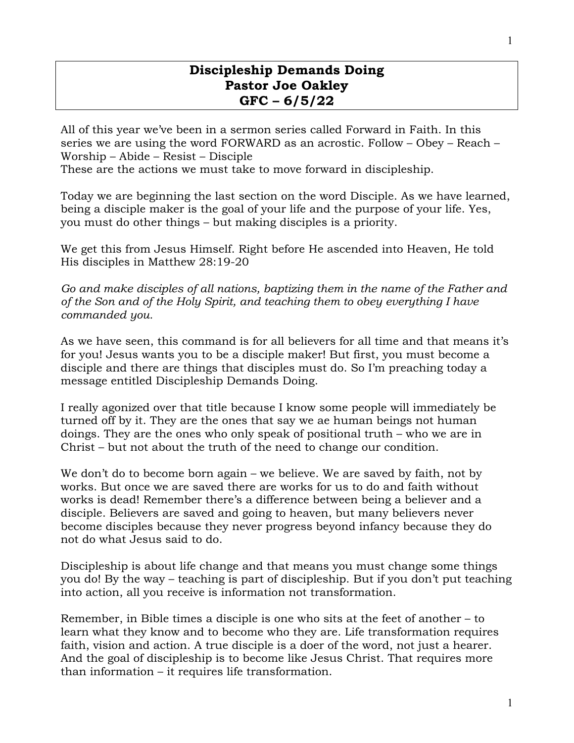# Discipleship Demands Doing
## Pastor Joe Oakley
## GFC – 6/5/22

All of this year we've been in a sermon series called Forward in Faith. In this series we are using the word FORWARD as an acrostic. Follow – Obey – Reach – Worship – Abide – Resist – Disciple
These are the actions we must take to move forward in discipleship.

Today we are beginning the last section on the word Disciple. As we have learned, being a disciple maker is the goal of your life and the purpose of your life. Yes, you must do other things – but making disciples is a priority.

We get this from Jesus Himself. Right before He ascended into Heaven, He told His disciples in Matthew 28:19-20

*Go and make disciples of all nations, baptizing them in the name of the Father and of the Son and of the Holy Spirit, and teaching them to obey everything I have commanded you.*

As we have seen, this command is for all believers for all time and that means it's for you! Jesus wants you to be a disciple maker! But first, you must become a disciple and there are things that disciples must do. So I'm preaching today a message entitled Discipleship Demands Doing.

I really agonized over that title because I know some people will immediately be turned off by it. They are the ones that say we ae human beings not human doings. They are the ones who only speak of positional truth – who we are in Christ – but not about the truth of the need to change our condition.

We don't do to become born again – we believe. We are saved by faith, not by works. But once we are saved there are works for us to do and faith without works is dead! Remember there's a difference between being a believer and a disciple. Believers are saved and going to heaven, but many believers never become disciples because they never progress beyond infancy because they do not do what Jesus said to do.

Discipleship is about life change and that means you must change some things you do! By the way – teaching is part of discipleship. But if you don't put teaching into action, all you receive is information not transformation.

Remember, in Bible times a disciple is one who sits at the feet of another – to learn what they know and to become who they are. Life transformation requires faith, vision and action. A true disciple is a doer of the word, not just a hearer. And the goal of discipleship is to become like Jesus Christ. That requires more than information – it requires life transformation.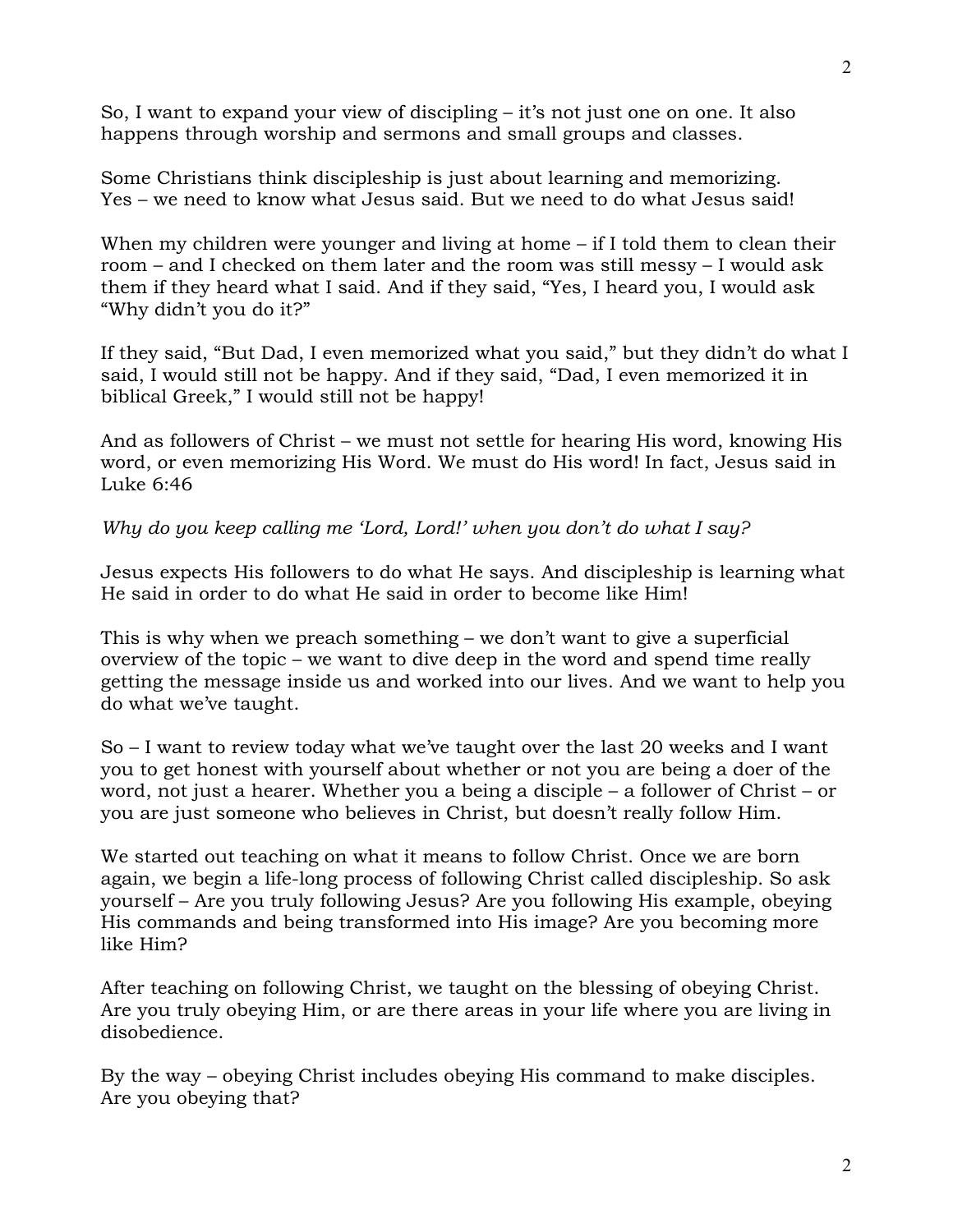So, I want to expand your view of discipling – it's not just one on one. It also happens through worship and sermons and small groups and classes.

Some Christians think discipleship is just about learning and memorizing. Yes – we need to know what Jesus said. But we need to do what Jesus said!

When my children were younger and living at home – if I told them to clean their room – and I checked on them later and the room was still messy – I would ask them if they heard what I said. And if they said, "Yes, I heard you, I would ask "Why didn't you do it?"

If they said, "But Dad, I even memorized what you said," but they didn't do what I said, I would still not be happy. And if they said, "Dad, I even memorized it in biblical Greek," I would still not be happy!

And as followers of Christ – we must not settle for hearing His word, knowing His word, or even memorizing His Word. We must do His word! In fact, Jesus said in Luke 6:46

*Why do you keep calling me 'Lord, Lord!' when you don't do what I say?*

Jesus expects His followers to do what He says. And discipleship is learning what He said in order to do what He said in order to become like Him!

This is why when we preach something – we don't want to give a superficial overview of the topic – we want to dive deep in the word and spend time really getting the message inside us and worked into our lives. And we want to help you do what we've taught.

So – I want to review today what we've taught over the last 20 weeks and I want you to get honest with yourself about whether or not you are being a doer of the word, not just a hearer. Whether you a being a disciple – a follower of Christ – or you are just someone who believes in Christ, but doesn't really follow Him.

We started out teaching on what it means to follow Christ. Once we are born again, we begin a life-long process of following Christ called discipleship. So ask yourself – Are you truly following Jesus? Are you following His example, obeying His commands and being transformed into His image? Are you becoming more like Him?

After teaching on following Christ, we taught on the blessing of obeying Christ. Are you truly obeying Him, or are there areas in your life where you are living in disobedience.

By the way – obeying Christ includes obeying His command to make disciples. Are you obeying that?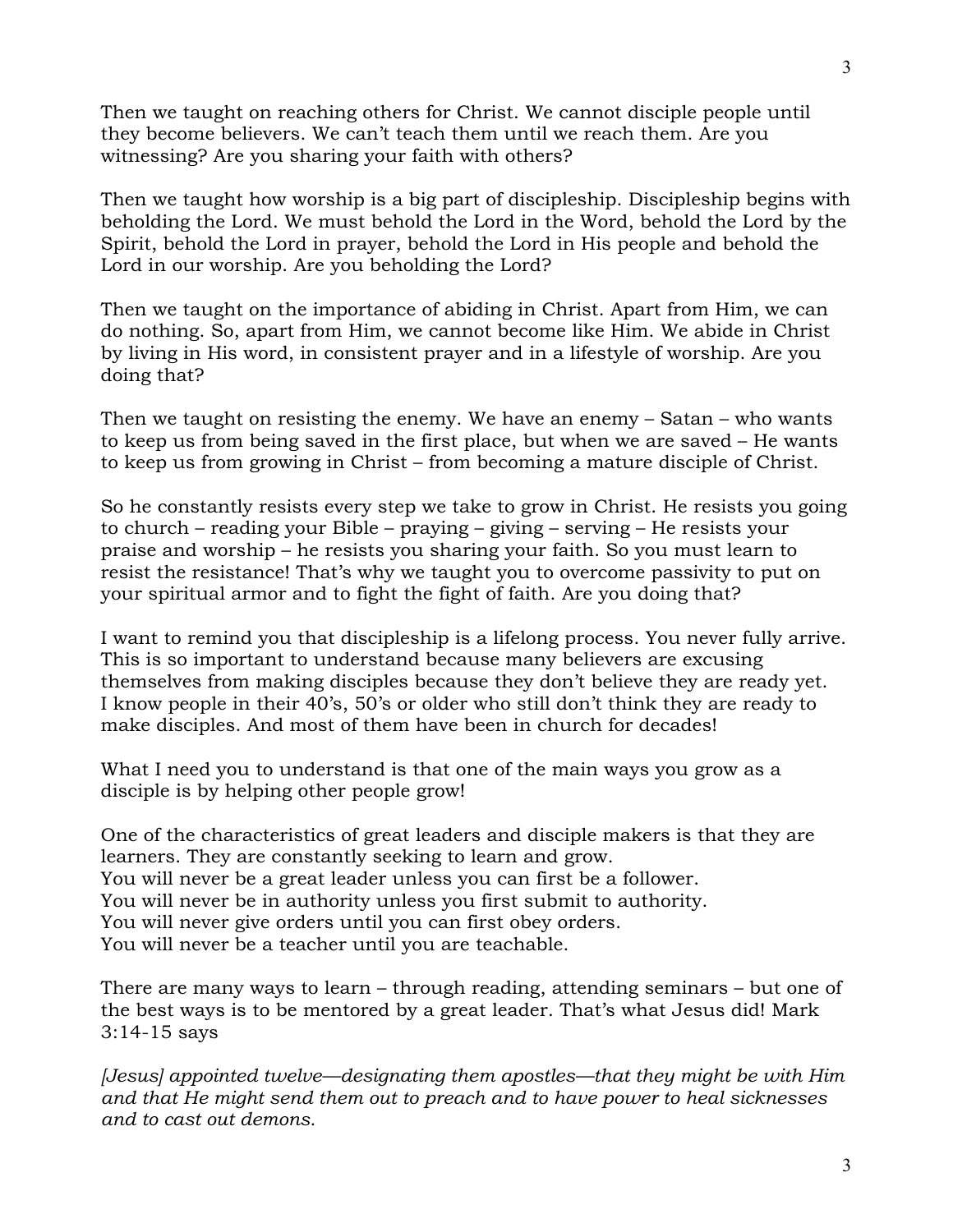Then we taught on reaching others for Christ. We cannot disciple people until they become believers. We can't teach them until we reach them. Are you witnessing? Are you sharing your faith with others?

Then we taught how worship is a big part of discipleship. Discipleship begins with beholding the Lord. We must behold the Lord in the Word, behold the Lord by the Spirit, behold the Lord in prayer, behold the Lord in His people and behold the Lord in our worship. Are you beholding the Lord?

Then we taught on the importance of abiding in Christ. Apart from Him, we can do nothing. So, apart from Him, we cannot become like Him. We abide in Christ by living in His word, in consistent prayer and in a lifestyle of worship. Are you doing that?

Then we taught on resisting the enemy. We have an enemy – Satan – who wants to keep us from being saved in the first place, but when we are saved – He wants to keep us from growing in Christ – from becoming a mature disciple of Christ.

So he constantly resists every step we take to grow in Christ. He resists you going to church – reading your Bible – praying – giving – serving – He resists your praise and worship – he resists you sharing your faith. So you must learn to resist the resistance! That's why we taught you to overcome passivity to put on your spiritual armor and to fight the fight of faith. Are you doing that?

I want to remind you that discipleship is a lifelong process. You never fully arrive. This is so important to understand because many believers are excusing themselves from making disciples because they don't believe they are ready yet. I know people in their 40's, 50's or older who still don't think they are ready to make disciples. And most of them have been in church for decades!

What I need you to understand is that one of the main ways you grow as a disciple is by helping other people grow!

One of the characteristics of great leaders and disciple makers is that they are learners. They are constantly seeking to learn and grow.
You will never be a great leader unless you can first be a follower.
You will never be in authority unless you first submit to authority.
You will never give orders until you can first obey orders.
You will never be a teacher until you are teachable.

There are many ways to learn – through reading, attending seminars – but one of the best ways is to be mentored by a great leader. That's what Jesus did! Mark 3:14-15 says

*[Jesus] appointed twelve—designating them apostles—that they might be with Him and that He might send them out to preach and to have power to heal sicknesses and to cast out demons.*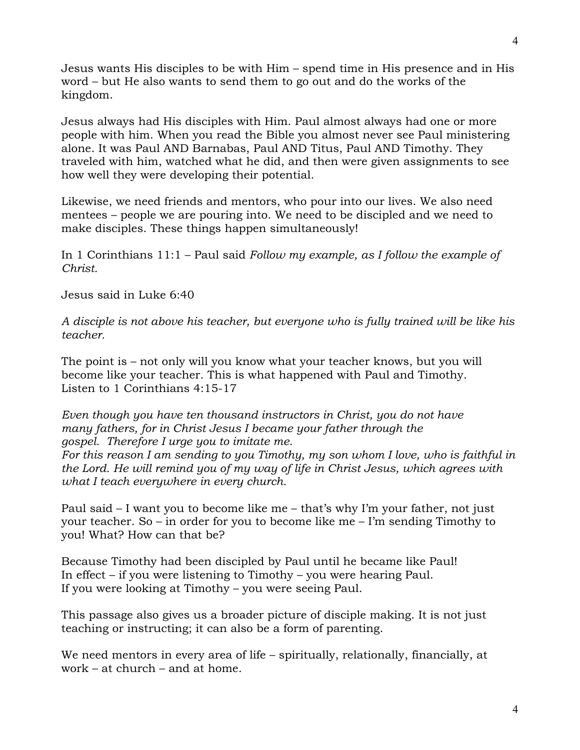Jesus wants His disciples to be with Him – spend time in His presence and in His word – but He also wants to send them to go out and do the works of the kingdom.

Jesus always had His disciples with Him. Paul almost always had one or more people with him. When you read the Bible you almost never see Paul ministering alone. It was Paul AND Barnabas, Paul AND Titus, Paul AND Timothy. They traveled with him, watched what he did, and then were given assignments to see how well they were developing their potential.

Likewise, we need friends and mentors, who pour into our lives. We also need mentees – people we are pouring into. We need to be discipled and we need to make disciples. These things happen simultaneously!

In 1 Corinthians 11:1 – Paul said *Follow my example, as I follow the example of Christ.*

Jesus said in Luke 6:40

*A disciple is not above his teacher, but everyone who is fully trained will be like his teacher.*

The point is – not only will you know what your teacher knows, but you will become like your teacher. This is what happened with Paul and Timothy. Listen to 1 Corinthians 4:15-17

*Even though you have ten thousand instructors in Christ, you do not have many fathers, for in Christ Jesus I became your father through the gospel. Therefore I urge you to imitate me.*
*For this reason I am sending to you Timothy, my son whom I love, who is faithful in the Lord. He will remind you of my way of life in Christ Jesus, which agrees with what I teach everywhere in every church.*

Paul said – I want you to become like me – that's why I'm your father, not just your teacher. So – in order for you to become like me – I'm sending Timothy to you! What? How can that be?

Because Timothy had been discipled by Paul until he became like Paul!
In effect – if you were listening to Timothy – you were hearing Paul.
If you were looking at Timothy – you were seeing Paul.

This passage also gives us a broader picture of disciple making. It is not just teaching or instructing; it can also be a form of parenting.

We need mentors in every area of life – spiritually, relationally, financially, at work – at church – and at home.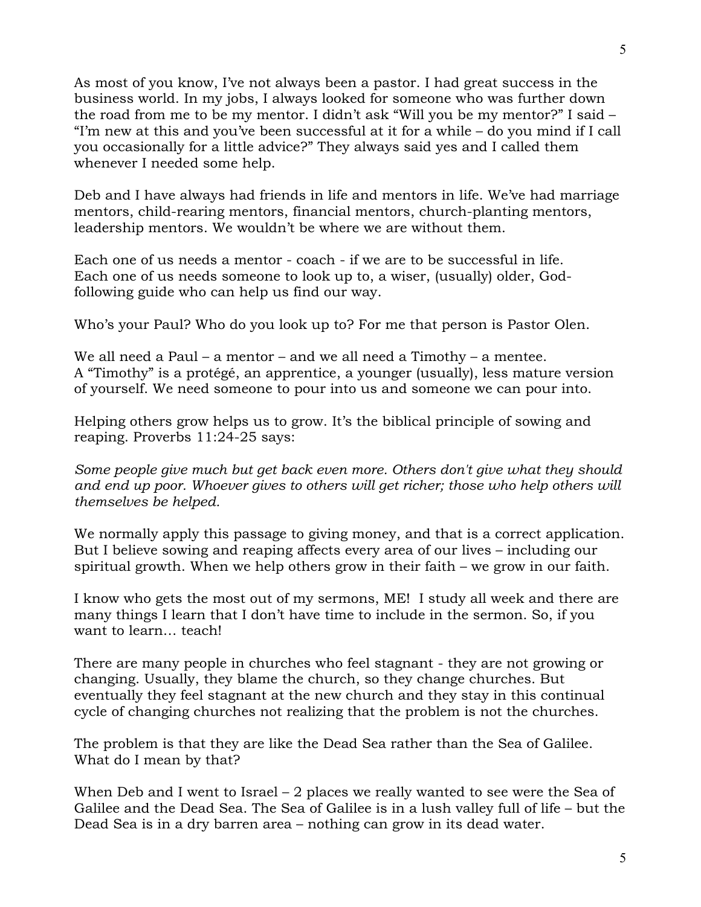As most of you know, I've not always been a pastor. I had great success in the business world. In my jobs, I always looked for someone who was further down the road from me to be my mentor. I didn't ask "Will you be my mentor?" I said – "I'm new at this and you've been successful at it for a while – do you mind if I call you occasionally for a little advice?" They always said yes and I called them whenever I needed some help.

Deb and I have always had friends in life and mentors in life. We've had marriage mentors, child-rearing mentors, financial mentors, church-planting mentors, leadership mentors. We wouldn't be where we are without them.

Each one of us needs a mentor - coach - if we are to be successful in life. Each one of us needs someone to look up to, a wiser, (usually) older, God-following guide who can help us find our way.

Who's your Paul? Who do you look up to? For me that person is Pastor Olen.

We all need a Paul – a mentor – and we all need a Timothy – a mentee. A "Timothy" is a protégé, an apprentice, a younger (usually), less mature version of yourself. We need someone to pour into us and someone we can pour into.

Helping others grow helps us to grow. It's the biblical principle of sowing and reaping. Proverbs 11:24-25 says:

*Some people give much but get back even more. Others don't give what they should and end up poor. Whoever gives to others will get richer; those who help others will themselves be helped.*

We normally apply this passage to giving money, and that is a correct application. But I believe sowing and reaping affects every area of our lives – including our spiritual growth. When we help others grow in their faith – we grow in our faith.

I know who gets the most out of my sermons, ME! I study all week and there are many things I learn that I don't have time to include in the sermon. So, if you want to learn… teach!

There are many people in churches who feel stagnant - they are not growing or changing. Usually, they blame the church, so they change churches. But eventually they feel stagnant at the new church and they stay in this continual cycle of changing churches not realizing that the problem is not the churches.

The problem is that they are like the Dead Sea rather than the Sea of Galilee. What do I mean by that?

When Deb and I went to Israel – 2 places we really wanted to see were the Sea of Galilee and the Dead Sea. The Sea of Galilee is in a lush valley full of life – but the Dead Sea is in a dry barren area – nothing can grow in its dead water.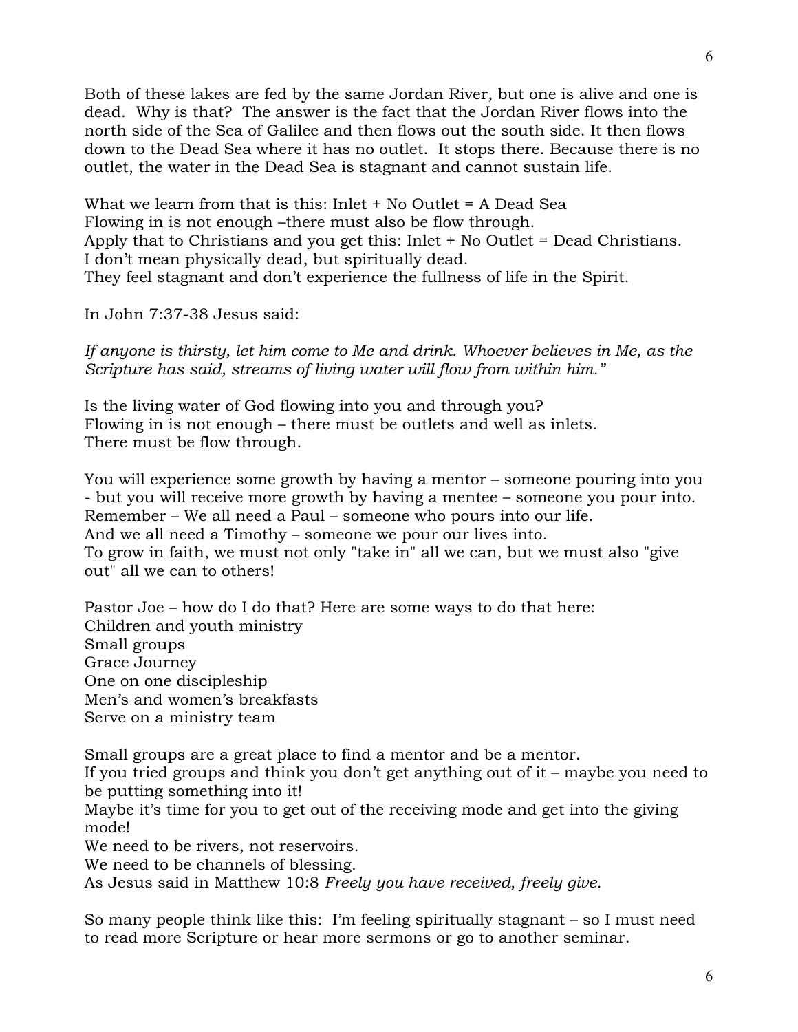Both of these lakes are fed by the same Jordan River, but one is alive and one is dead. Why is that? The answer is the fact that the Jordan River flows into the north side of the Sea of Galilee and then flows out the south side. It then flows down to the Dead Sea where it has no outlet. It stops there. Because there is no outlet, the water in the Dead Sea is stagnant and cannot sustain life.

What we learn from that is this: Inlet + No Outlet = A Dead Sea
Flowing in is not enough –there must also be flow through.
Apply that to Christians and you get this: Inlet + No Outlet = Dead Christians.
I don't mean physically dead, but spiritually dead.
They feel stagnant and don't experience the fullness of life in the Spirit.

In John 7:37-38 Jesus said:

*If anyone is thirsty, let him come to Me and drink. Whoever believes in Me, as the Scripture has said, streams of living water will flow from within him."*

Is the living water of God flowing into you and through you?
Flowing in is not enough – there must be outlets and well as inlets.
There must be flow through.

You will experience some growth by having a mentor – someone pouring into you - but you will receive more growth by having a mentee – someone you pour into.
Remember – We all need a Paul – someone who pours into our life.
And we all need a Timothy – someone we pour our lives into.
To grow in faith, we must not only "take in" all we can, but we must also "give out" all we can to others!

Pastor Joe – how do I do that? Here are some ways to do that here:
Children and youth ministry
Small groups
Grace Journey
One on one discipleship
Men's and women's breakfasts
Serve on a ministry team

Small groups are a great place to find a mentor and be a mentor.
If you tried groups and think you don't get anything out of it – maybe you need to be putting something into it!
Maybe it's time for you to get out of the receiving mode and get into the giving mode!
We need to be rivers, not reservoirs.
We need to be channels of blessing.
As Jesus said in Matthew 10:8 *Freely you have received, freely give.*

So many people think like this: I'm feeling spiritually stagnant – so I must need to read more Scripture or hear more sermons or go to another seminar.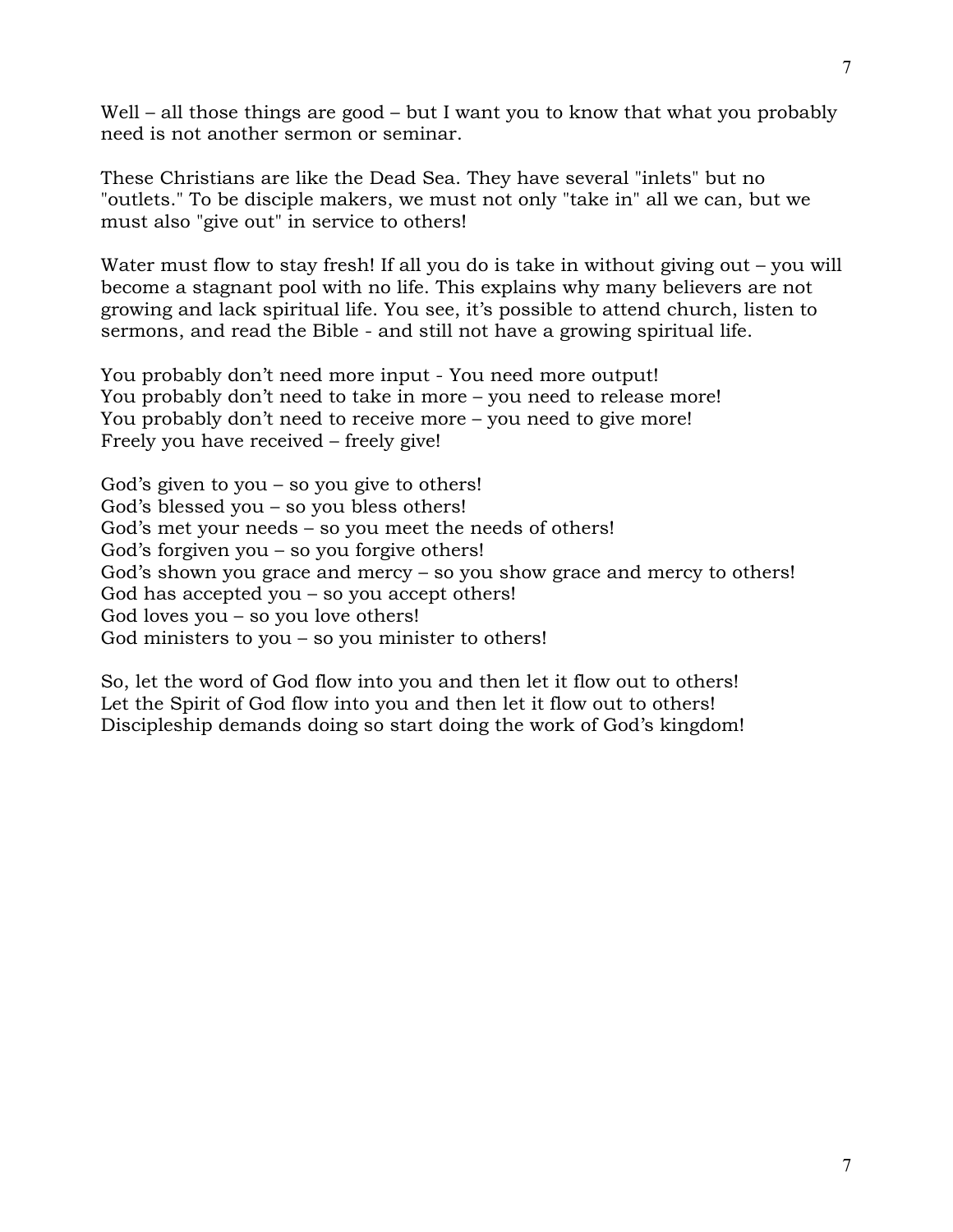Well – all those things are good – but I want you to know that what you probably need is not another sermon or seminar.

These Christians are like the Dead Sea. They have several "inlets" but no "outlets." To be disciple makers, we must not only "take in" all we can, but we must also "give out" in service to others!

Water must flow to stay fresh! If all you do is take in without giving out – you will become a stagnant pool with no life. This explains why many believers are not growing and lack spiritual life. You see, it's possible to attend church, listen to sermons, and read the Bible - and still not have a growing spiritual life.

You probably don't need more input - You need more output!
You probably don't need to take in more – you need to release more!
You probably don't need to receive more – you need to give more!
Freely you have received – freely give!

God's given to you – so you give to others!
God's blessed you – so you bless others!
God's met your needs – so you meet the needs of others!
God's forgiven you – so you forgive others!
God's shown you grace and mercy – so you show grace and mercy to others!
God has accepted you – so you accept others!
God loves you – so you love others!
God ministers to you – so you minister to others!

So, let the word of God flow into you and then let it flow out to others!
Let the Spirit of God flow into you and then let it flow out to others!
Discipleship demands doing so start doing the work of God's kingdom!